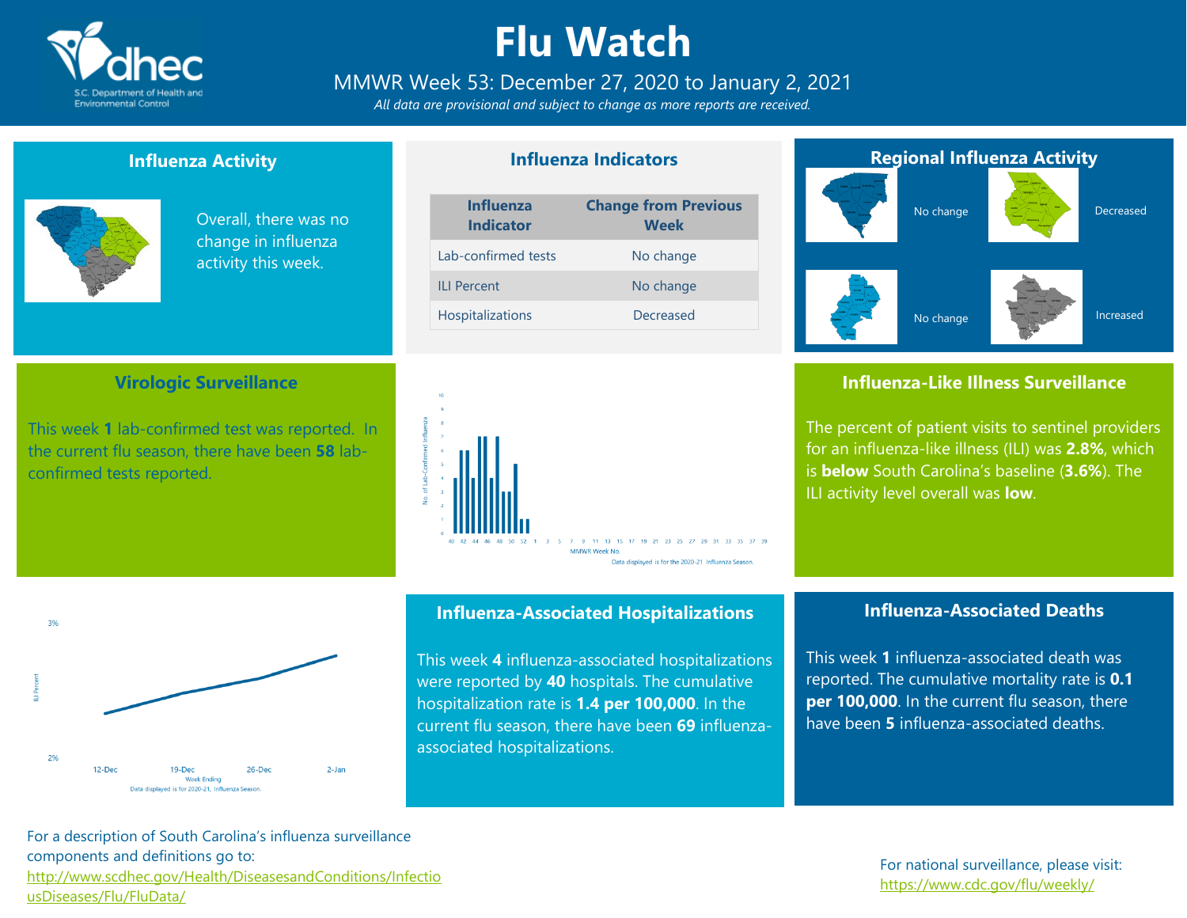# Flu Watch

MMWR Week 53: December 27, 2020 to January 2, 2021

*All data are provisional and subject to change as more reports are received.*

## Influenza Activity

Overall, there was no change in influenza activity this week.

## Influenza Indicators

| Influenza Indicator | Change from Previous Week |
|---|---|
| Lab-confirmed tests | No change |
| ILI Percent | No change |
| Hospitalizations | Decreased |

## Regional Influenza Activity

No change

Decreased

No change

Increased

## Virologic Surveillance

This week **1** lab-confirmed test was reported. In the current flu season, there have been **58** lab-confirmed tests reported.

## Influenza-Like Illness Surveillance

The percent of patient visits to sentinel providers for an influenza-like illness (ILI) was **2.8%**, which is **below** South Carolina's baseline (**3.6%**). The ILI activity level overall was **low**.

## Influenza-Associated Hospitalizations

This week **4** influenza-associated hospitalizations were reported by **40** hospitals. The cumulative hospitalization rate is **1.4 per 100,000**. In the current flu season, there have been **69** influenza-associated hospitalizations.

## Influenza-Associated Deaths

This week **1** influenza-associated death was reported. The cumulative mortality rate is **0.1 per 100,000**. In the current flu season, there have been **5** influenza-associated deaths.

For a description of South Carolina's influenza surveillance components and definitions go to: http://www.scdhec.gov/Health/DiseasesandConditions/InfectiousDiseases/Flu/FluData/

For national surveillance, please visit: https://www.cdc.gov/flu/weekly/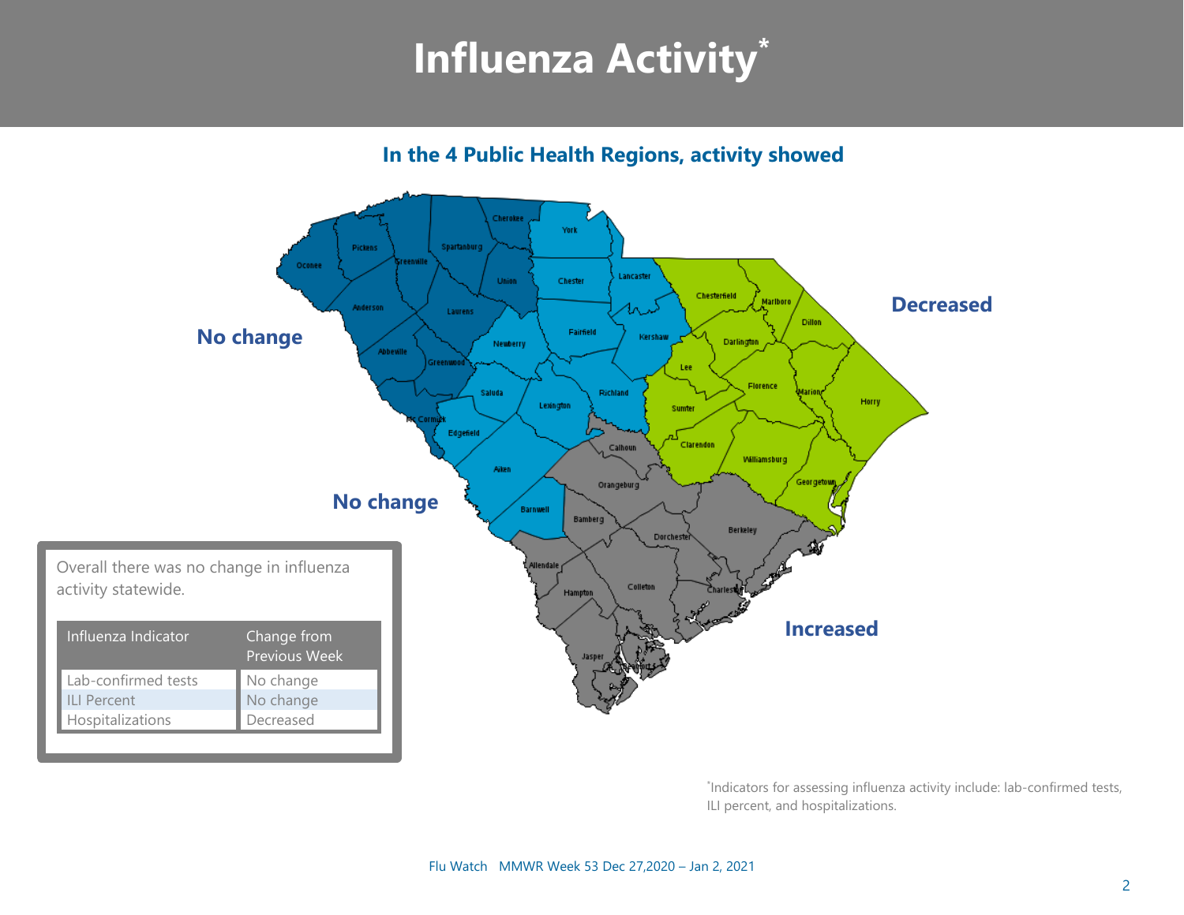# Influenza Activity*

**In the 4 Public Health Regions, activity showed**

**No change**

**No change**

**Decreased**

**Increased**

Overall there was no change in influenza activity statewide.

| Influenza Indicator | Change from Previous Week |
|---|---|
| Lab-confirmed tests | No change |
| ILI Percent | No change |
| Hospitalizations | Decreased |

*Indicators for assessing influenza activity include: lab-confirmed tests, ILI percent, and hospitalizations.

Flu Watch MMWR Week 53 Dec 27,2020 – Jan 2, 2021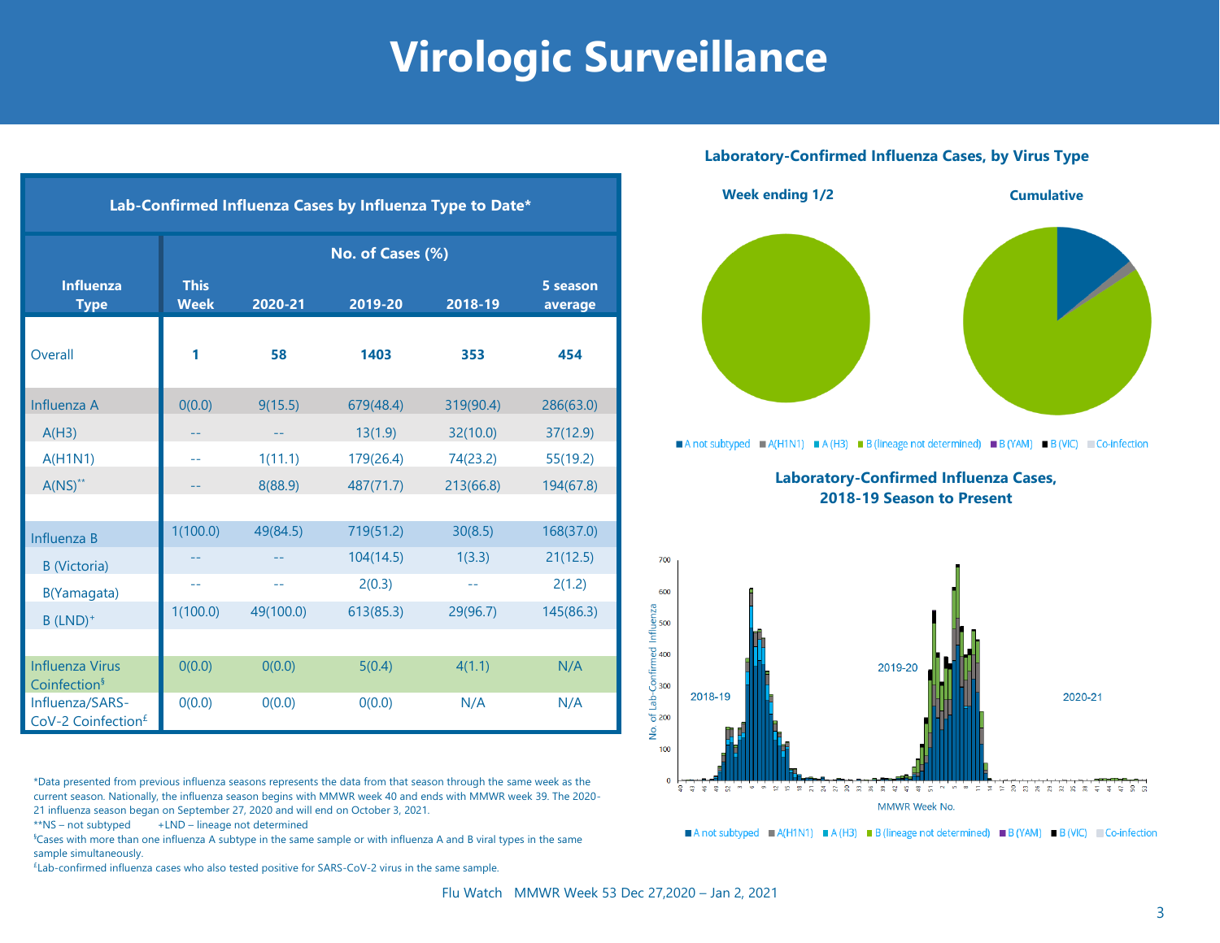# Virologic Surveillance

## Lab-Confirmed Influenza Cases by Influenza Type to Date*

| Influenza Type | No. of Cases (%) | | | | |
|---|---|---|---|---|---|
| | This Week | 2020-21 | 2019-20 | 2018-19 | 5 season average |
| Overall | **1** | **58** | **1403** | **353** | **454** |
| Influenza A | 0(0.0) | 9(15.5) | 679(48.4) | 319(90.4) | 286(63.0) |
| A(H3) | -- | -- | 13(1.9) | 32(10.0) | 37(12.9) |
| A(H1N1) | -- | 1(11.1) | 179(26.4) | 74(23.2) | 55(19.2) |
| A(NS)** | -- | 8(88.9) | 487(71.7) | 213(66.8) | 194(67.8) |
| Influenza B | 1(100.0) | 49(84.5) | 719(51.2) | 30(8.5) | 168(37.0) |
| B (Victoria) | -- | -- | 104(14.5) | 1(3.3) | 21(12.5) |
| B(Yamagata) | -- | -- | 2(0.3) | -- | 2(1.2) |
| B (LND)+ | 1(100.0) | 49(100.0) | 613(85.3) | 29(96.7) | 145(86.3) |
| Influenza Virus Coinfection§ | 0(0.0) | 0(0.0) | 5(0.4) | 4(1.1) | N/A |
| Influenza/SARS-CoV-2 Coinfection£ | 0(0.0) | 0(0.0) | 0(0.0) | N/A | N/A |

*Data presented from previous influenza seasons represents the data from that season through the same week as the current season. Nationally, the influenza season begins with MMWR week 40 and ends with MMWR week 39. The 2020-21 influenza season began on September 27, 2020 and will end on October 3, 2021.

**NS – not subtyped  +LND – lineage not determined

§Cases with more than one influenza A subtype in the same sample or with influenza A and B viral types in the same sample simultaneously.

£Lab-confirmed influenza cases who also tested positive for SARS-CoV-2 virus in the same sample.

## Laboratory-Confirmed Influenza Cases, by Virus Type

**Week ending 1/2** **Cumulative**

■ A not subtyped ■ A(H1N1) ■ A (H3) ■ B (lineage not determined) ■ B (YAM) ■ B (VIC) ■ Co-infection

## Laboratory-Confirmed Influenza Cases, 2018-19 Season to Present

2018-19 2019-20 2020-21

No. of Lab-Confirmed Influenza

MMWR Week No.

■ A not subtyped ■ A(H1N1) ■ A (H3) ■ B (lineage not determined) ■ B (YAM) ■ B (VIC) ■ Co-infection

Flu Watch MMWR Week 53 Dec 27,2020 – Jan 2, 2021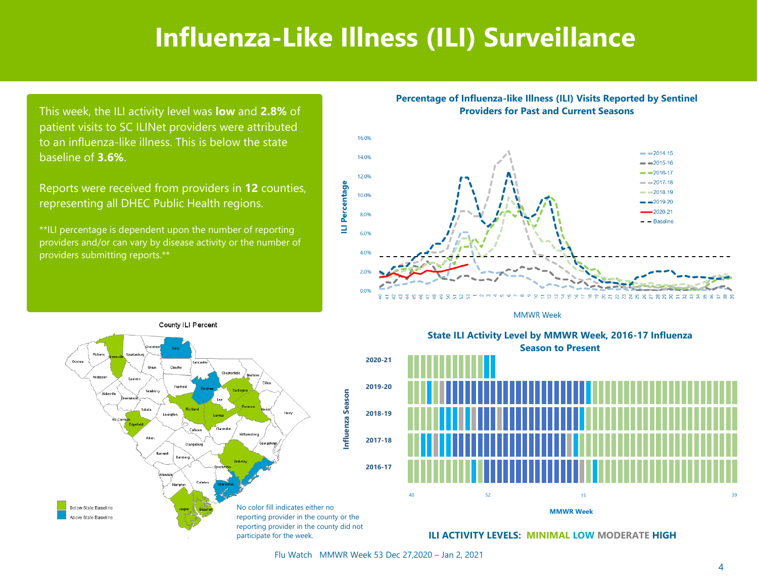# Influenza-Like Illness (ILI) Surveillance

This week, the ILI activity level was **low** and **2.8%** of patient visits to SC ILINet providers were attributed to an influenza-like illness. This is below the state baseline of **3.6%**.

Reports were received from providers in **12** counties, representing all DHEC Public Health regions.

**ILI percentage is dependent upon the number of reporting providers and/or can vary by disease activity or the number of providers submitting reports.**

**Percentage of Influenza-like Illness (ILI) Visits Reported by Sentinel Providers for Past and Current Seasons**

County ILI Percent

- Below State Baseline
- Above State Baseline

No color fill indicates either no reporting provider in the county or the reporting provider in the county did not participate for the week.

**State ILI Activity Level by MMWR Week, 2016-17 Influenza Season to Present**

**ILI ACTIVITY LEVELS: MINIMAL LOW MODERATE HIGH**

Flu Watch MMWR Week 53 Dec 27,2020 – Jan 2, 2021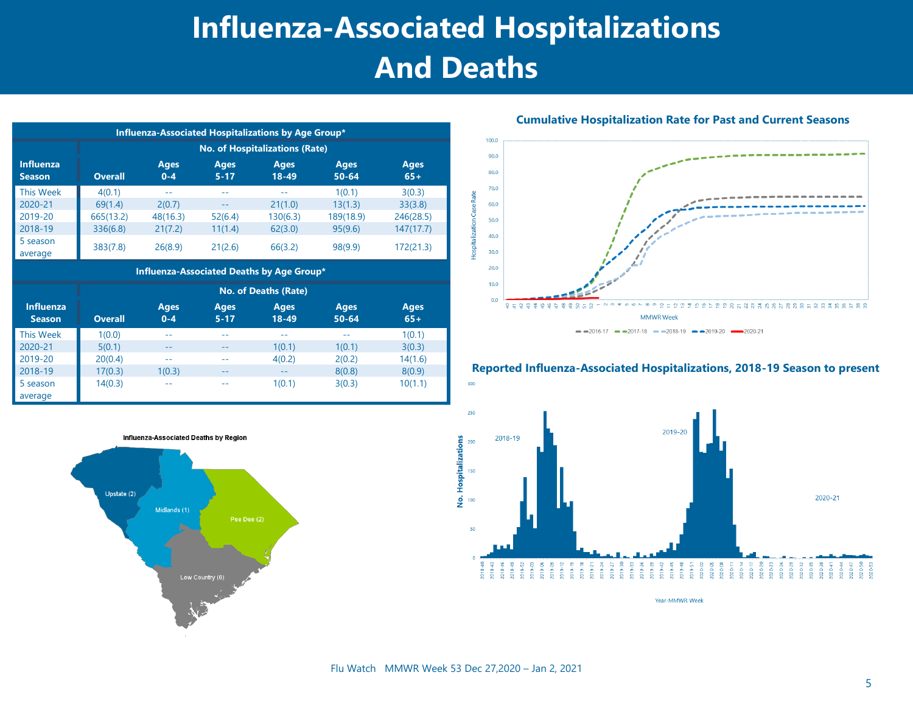# Influenza-Associated Hospitalizations And Deaths

**Influenza-Associated Hospitalizations by Age Group***

| Influenza Season | No. of Hospitalizations (Rate) | | | | | |
|---|---|---|---|---|---|---|
| | Overall | Ages 0-4 | Ages 5-17 | Ages 18-49 | Ages 50-64 | Ages 65+ |
| This Week | 4(0.1) | -- | -- | -- | 1(0.1) | 3(0.3) |
| 2020-21 | 69(1.4) | 2(0.7) | -- | 21(1.0) | 13(1.3) | 33(3.8) |
| 2019-20 | 665(13.2) | 48(16.3) | 52(6.4) | 130(6.3) | 189(18.9) | 246(28.5) |
| 2018-19 | 336(6.8) | 21(7.2) | 11(1.4) | 62(3.0) | 95(9.6) | 147(17.7) |
| 5 season average | 383(7.8) | 26(8.9) | 21(2.6) | 66(3.2) | 98(9.9) | 172(21.3) |

**Influenza-Associated Deaths by Age Group***

| Influenza Season | No. of Deaths (Rate) | | | | | |
|---|---|---|---|---|---|---|
| | Overall | Ages 0-4 | Ages 5-17 | Ages 18-49 | Ages 50-64 | Ages 65+ |
| This Week | 1(0.0) | -- | -- | -- | -- | 1(0.1) |
| 2020-21 | 5(0.1) | -- | -- | 1(0.1) | 1(0.1) | 3(0.3) |
| 2019-20 | 20(0.4) | -- | -- | 4(0.2) | 2(0.2) | 14(1.6) |
| 2018-19 | 17(0.3) | 1(0.3) | -- | -- | 8(0.8) | 8(0.9) |
| 5 season average | 14(0.3) | -- | -- | 1(0.1) | 3(0.3) | 10(1.1) |

**Influenza-Associated Deaths by Region**

Upstate (2)
Midlands (1)
Pee Dee (2)
Low Country (0)

**Cumulative Hospitalization Rate for Past and Current Seasons**

Hospitalization Case Rate
100.0
90.0
80.0
70.0
60.0
50.0
40.0
30.0
20.0
10.0
0.0

40 41 42 43 44 45 46 47 48 49 50 51 52 1 2 3 4 5 6 7 8 9 10 11 12 13 14 15 16 17 18 19 20 21 22 23 24 25 26 27 28 29 30 31 32 33 34 35 36 37 38 39

MMWR Week

2016-17 2017-18 2018-19 2019-20 2020-21

**Reported Influenza-Associated Hospitalizations, 2018-19 Season to present**

No. Hospitalizations
300
250
200
150
100
50
0

2018-19
2019-20
2020-21

2018-40 2018-43 2018-46 2018-49 2018-52 2019-03 2019-06 2019-09 2019-12 2019-15 2019-18 2019-21 2019-24 2019-27 2019-30 2019-33 2019-36 2019-39 2019-42 2019-45 2019-48 2019-51 2020-02 2020-05 2020-08 2020-11 2020-14 2020-17 2020-20 2020-23 2020-26 2020-29 2020-32 2020-35 2020-38 2020-41 2020-44 2020-47 2020-50 2020-53

Year-MMWR Week

Flu Watch MMWR Week 53 Dec 27,2020 – Jan 2, 2021